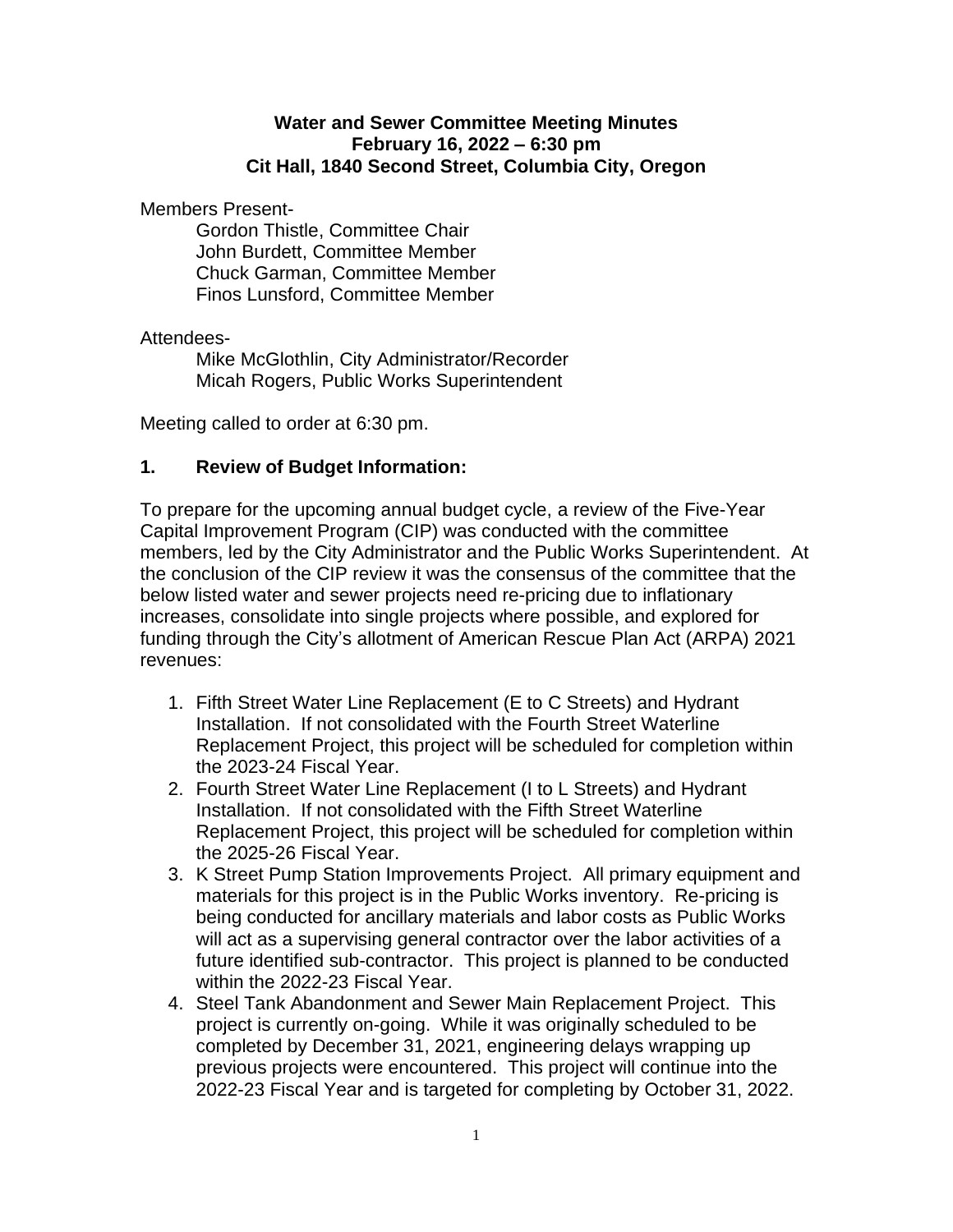**Water and Sewer Committee Meeting Minutes**
**February 16, 2022 – 6:30 pm**
**Cit Hall, 1840 Second Street, Columbia City, Oregon**

Members Present-

Gordon Thistle, Committee Chair
John Burdett, Committee Member
Chuck Garman, Committee Member
Finos Lunsford, Committee Member

Attendees-

Mike McGlothlin, City Administrator/Recorder
Micah Rogers, Public Works Superintendent

Meeting called to order at 6:30 pm.

## 1. Review of Budget Information:

To prepare for the upcoming annual budget cycle, a review of the Five-Year Capital Improvement Program (CIP) was conducted with the committee members, led by the City Administrator and the Public Works Superintendent. At the conclusion of the CIP review it was the consensus of the committee that the below listed water and sewer projects need re-pricing due to inflationary increases, consolidate into single projects where possible, and explored for funding through the City's allotment of American Rescue Plan Act (ARPA) 2021 revenues:

1. Fifth Street Water Line Replacement (E to C Streets) and Hydrant Installation. If not consolidated with the Fourth Street Waterline Replacement Project, this project will be scheduled for completion within the 2023-24 Fiscal Year.
2. Fourth Street Water Line Replacement (I to L Streets) and Hydrant Installation. If not consolidated with the Fifth Street Waterline Replacement Project, this project will be scheduled for completion within the 2025-26 Fiscal Year.
3. K Street Pump Station Improvements Project. All primary equipment and materials for this project is in the Public Works inventory. Re-pricing is being conducted for ancillary materials and labor costs as Public Works will act as a supervising general contractor over the labor activities of a future identified sub-contractor. This project is planned to be conducted within the 2022-23 Fiscal Year.
4. Steel Tank Abandonment and Sewer Main Replacement Project. This project is currently on-going. While it was originally scheduled to be completed by December 31, 2021, engineering delays wrapping up previous projects were encountered. This project will continue into the 2022-23 Fiscal Year and is targeted for completing by October 31, 2022.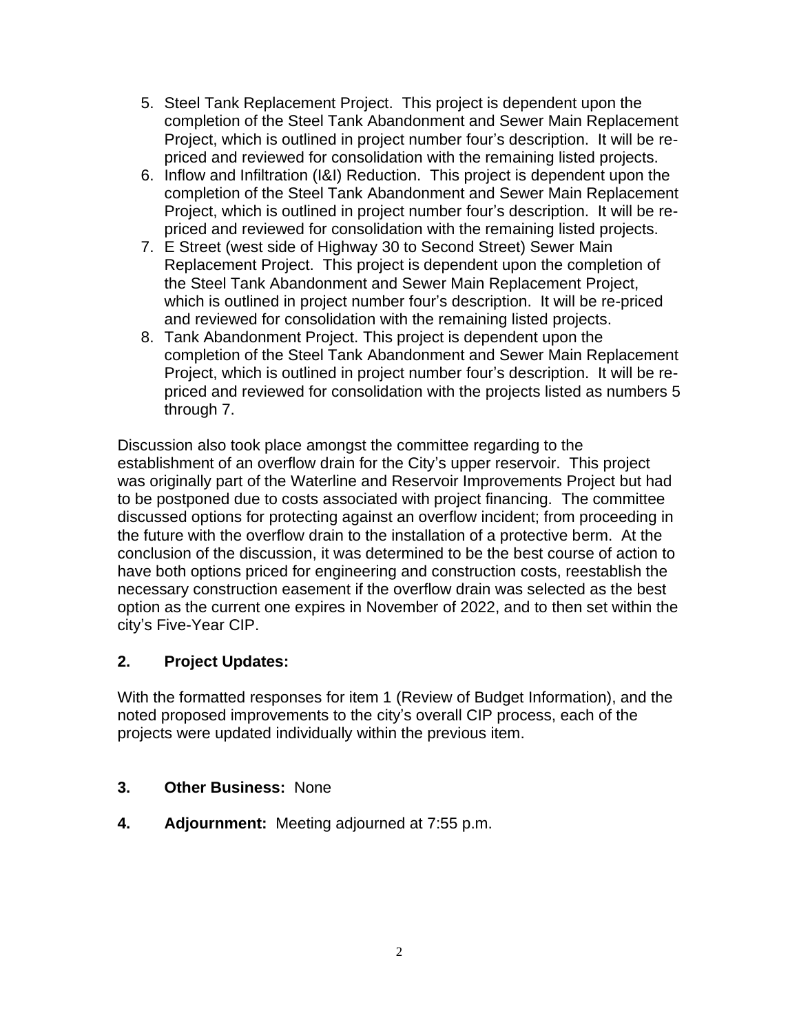5. Steel Tank Replacement Project. This project is dependent upon the completion of the Steel Tank Abandonment and Sewer Main Replacement Project, which is outlined in project number four's description. It will be re-priced and reviewed for consolidation with the remaining listed projects.
6. Inflow and Infiltration (I&I) Reduction. This project is dependent upon the completion of the Steel Tank Abandonment and Sewer Main Replacement Project, which is outlined in project number four's description. It will be re-priced and reviewed for consolidation with the remaining listed projects.
7. E Street (west side of Highway 30 to Second Street) Sewer Main Replacement Project. This project is dependent upon the completion of the Steel Tank Abandonment and Sewer Main Replacement Project, which is outlined in project number four's description. It will be re-priced and reviewed for consolidation with the remaining listed projects.
8. Tank Abandonment Project. This project is dependent upon the completion of the Steel Tank Abandonment and Sewer Main Replacement Project, which is outlined in project number four's description. It will be re-priced and reviewed for consolidation with the projects listed as numbers 5 through 7.

Discussion also took place amongst the committee regarding to the establishment of an overflow drain for the City's upper reservoir. This project was originally part of the Waterline and Reservoir Improvements Project but had to be postponed due to costs associated with project financing. The committee discussed options for protecting against an overflow incident; from proceeding in the future with the overflow drain to the installation of a protective berm. At the conclusion of the discussion, it was determined to be the best course of action to have both options priced for engineering and construction costs, reestablish the necessary construction easement if the overflow drain was selected as the best option as the current one expires in November of 2022, and to then set within the city's Five-Year CIP.

**2. Project Updates:**

With the formatted responses for item 1 (Review of Budget Information), and the noted proposed improvements to the city's overall CIP process, each of the projects were updated individually within the previous item.

**3. Other Business:** None

**4. Adjournment:** Meeting adjourned at 7:55 p.m.